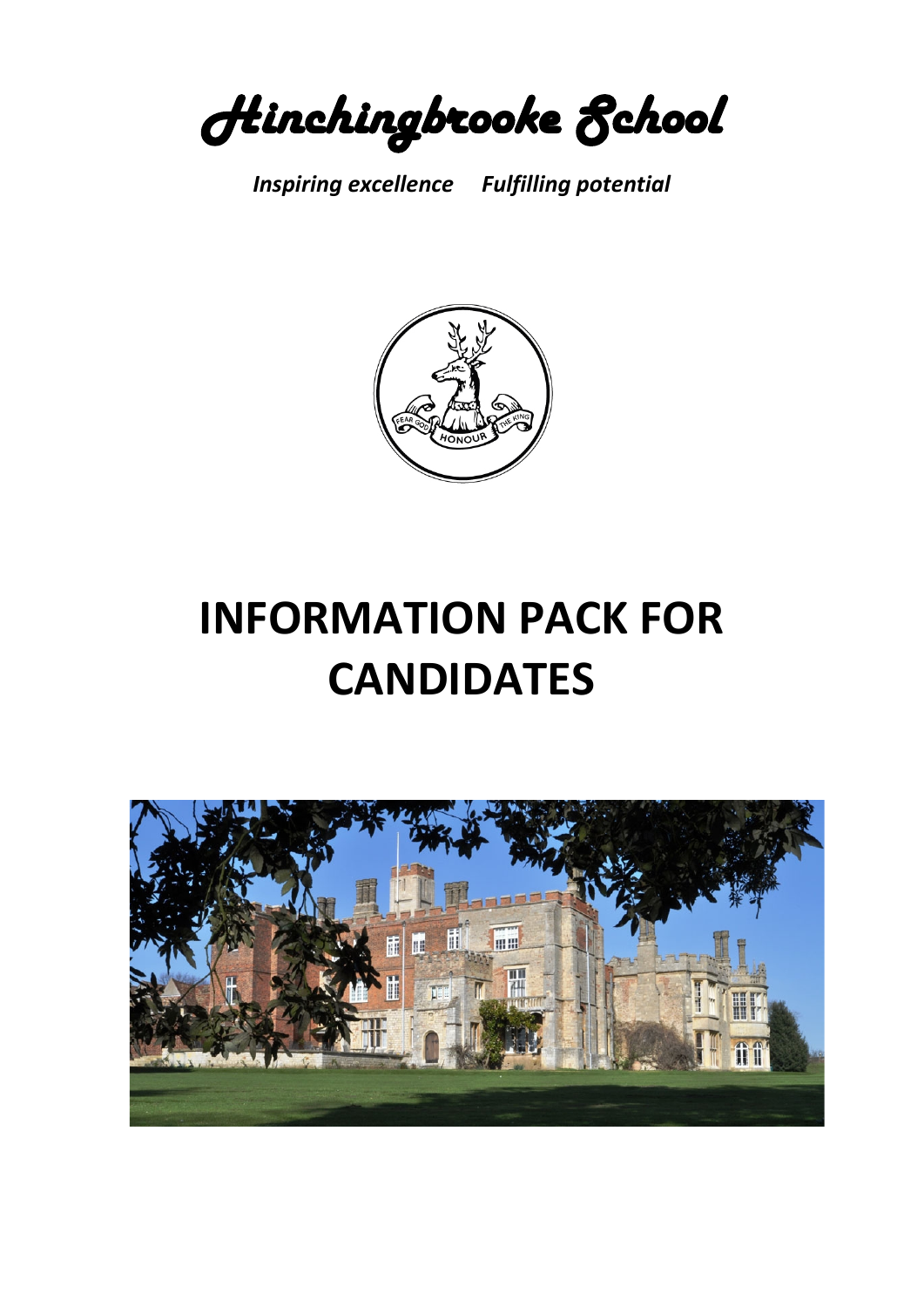# Hinchingbrooke School

***Inspiring excellence     Fulfilling potential***

# INFORMATION PACK FOR CANDIDATES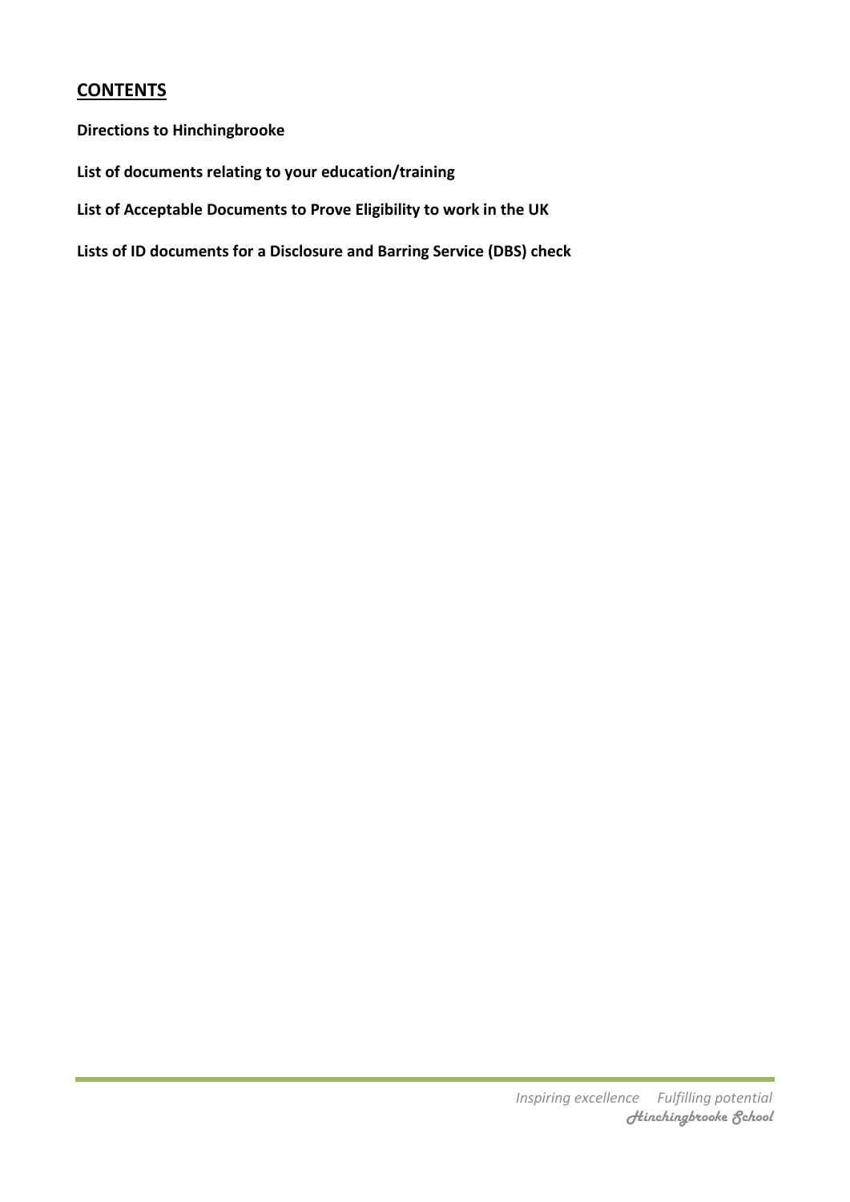## CONTENTS

**Directions to Hinchingbrooke**

**List of documents relating to your education/training**

**List of Acceptable Documents to Prove Eligibility to work in the UK**

**Lists of ID documents for a Disclosure and Barring Service (DBS) check**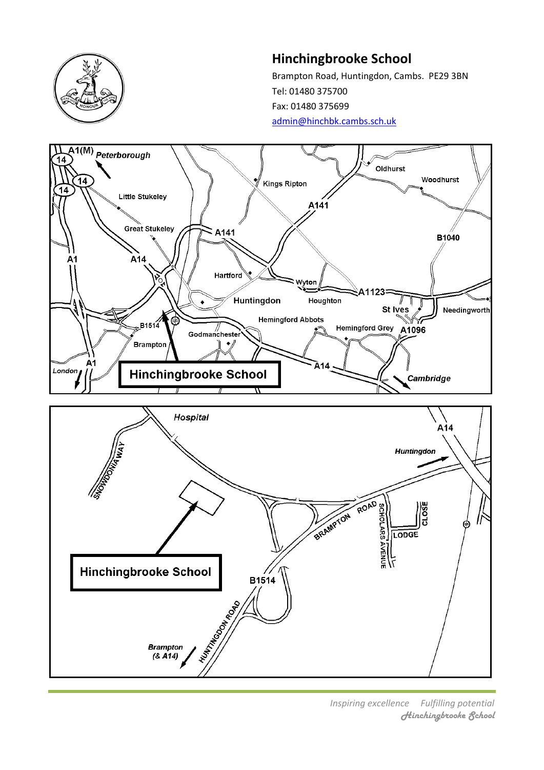# Hinchingbrooke School

Brampton Road, Huntingdon, Cambs. PE29 3BN

Tel: 01480 375700

Fax: 01480 375699

admin@hinchbk.cambs.sch.uk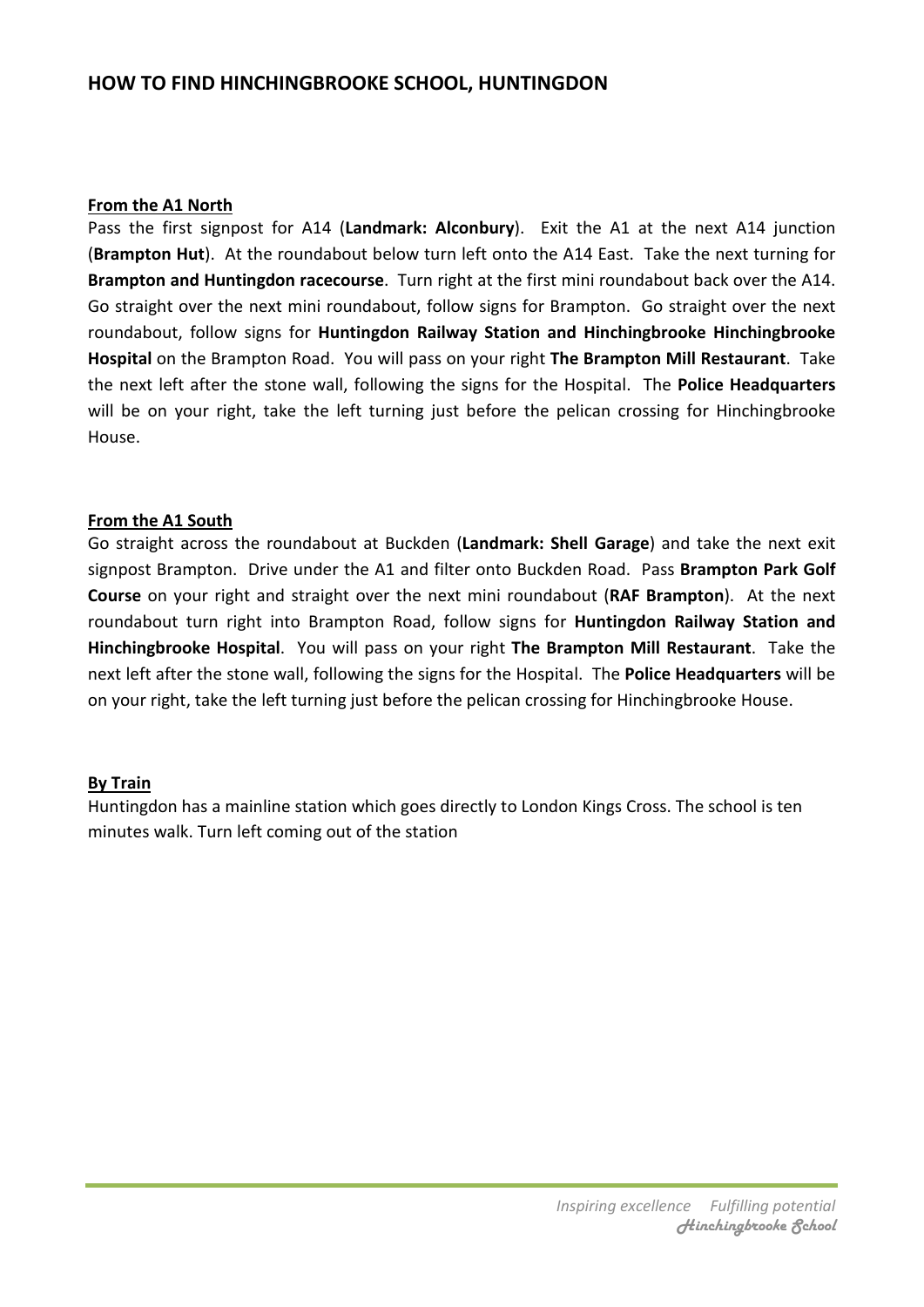# HOW TO FIND HINCHINGBROOKE SCHOOL, HUNTINGDON

**From the A1 North**

Pass the first signpost for A14 (**Landmark: Alconbury**). Exit the A1 at the next A14 junction (**Brampton Hut**). At the roundabout below turn left onto the A14 East. Take the next turning for **Brampton and Huntingdon racecourse**. Turn right at the first mini roundabout back over the A14. Go straight over the next mini roundabout, follow signs for Brampton. Go straight over the next roundabout, follow signs for **Huntingdon Railway Station and Hinchingbrooke Hinchingbrooke Hospital** on the Brampton Road. You will pass on your right **The Brampton Mill Restaurant**. Take the next left after the stone wall, following the signs for the Hospital. The **Police Headquarters** will be on your right, take the left turning just before the pelican crossing for Hinchingbrooke House.

**From the A1 South**

Go straight across the roundabout at Buckden (**Landmark: Shell Garage**) and take the next exit signpost Brampton. Drive under the A1 and filter onto Buckden Road. Pass **Brampton Park Golf Course** on your right and straight over the next mini roundabout (**RAF Brampton**). At the next roundabout turn right into Brampton Road, follow signs for **Huntingdon Railway Station and Hinchingbrooke Hospital**. You will pass on your right **The Brampton Mill Restaurant**. Take the next left after the stone wall, following the signs for the Hospital. The **Police Headquarters** will be on your right, take the left turning just before the pelican crossing for Hinchingbrooke House.

**By Train**

Huntingdon has a mainline station which goes directly to London Kings Cross. The school is ten minutes walk. Turn left coming out of the station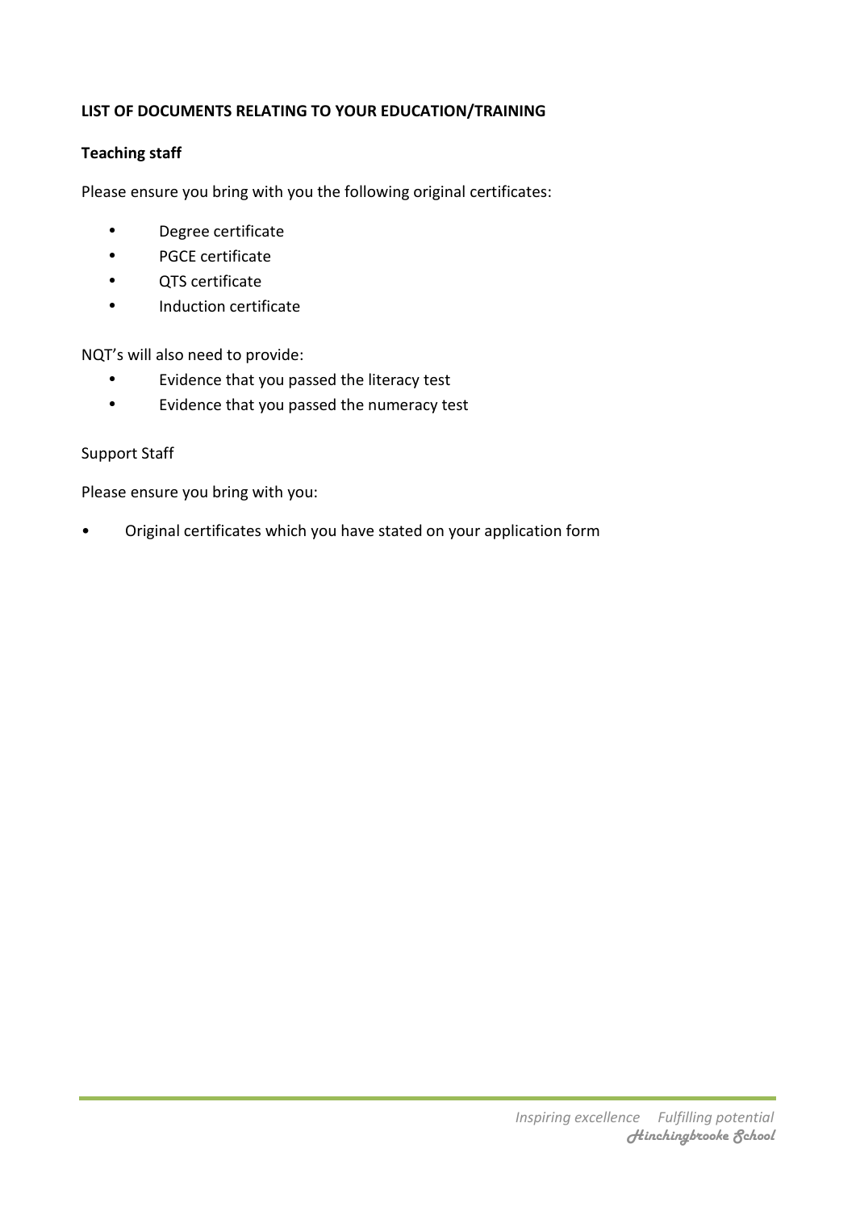**LIST OF DOCUMENTS RELATING TO YOUR EDUCATION/TRAINING**

**Teaching staff**

Please ensure you bring with you the following original certificates:

- Degree certificate
- PGCE certificate
- QTS certificate
- Induction certificate

NQT's will also need to provide:

- Evidence that you passed the literacy test
- Evidence that you passed the numeracy test

Support Staff

Please ensure you bring with you:

- Original certificates which you have stated on your application form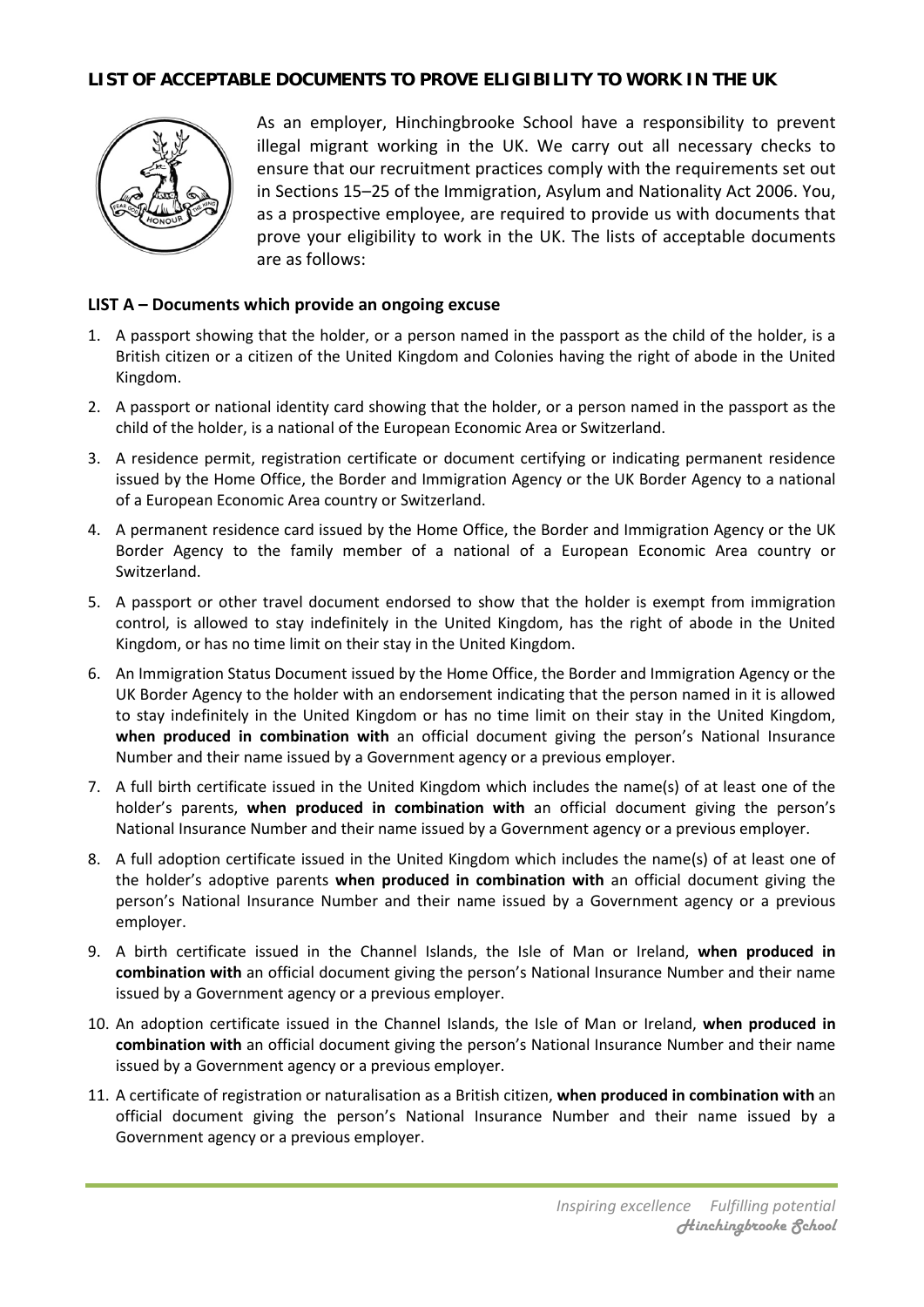**LIST OF ACCEPTABLE DOCUMENTS TO PROVE ELIGIBILITY TO WORK IN THE UK**

As an employer, Hinchingbrooke School have a responsibility to prevent illegal migrant working in the UK. We carry out all necessary checks to ensure that our recruitment practices comply with the requirements set out in Sections 15–25 of the Immigration, Asylum and Nationality Act 2006. You, as a prospective employee, are required to provide us with documents that prove your eligibility to work in the UK. The lists of acceptable documents are as follows:

**LIST A – Documents which provide an ongoing excuse**

1. A passport showing that the holder, or a person named in the passport as the child of the holder, is a British citizen or a citizen of the United Kingdom and Colonies having the right of abode in the United Kingdom.
2. A passport or national identity card showing that the holder, or a person named in the passport as the child of the holder, is a national of the European Economic Area or Switzerland.
3. A residence permit, registration certificate or document certifying or indicating permanent residence issued by the Home Office, the Border and Immigration Agency or the UK Border Agency to a national of a European Economic Area country or Switzerland.
4. A permanent residence card issued by the Home Office, the Border and Immigration Agency or the UK Border Agency to the family member of a national of a European Economic Area country or Switzerland.
5. A passport or other travel document endorsed to show that the holder is exempt from immigration control, is allowed to stay indefinitely in the United Kingdom, has the right of abode in the United Kingdom, or has no time limit on their stay in the United Kingdom.
6. An Immigration Status Document issued by the Home Office, the Border and Immigration Agency or the UK Border Agency to the holder with an endorsement indicating that the person named in it is allowed to stay indefinitely in the United Kingdom or has no time limit on their stay in the United Kingdom, **when produced in combination with** an official document giving the person's National Insurance Number and their name issued by a Government agency or a previous employer.
7. A full birth certificate issued in the United Kingdom which includes the name(s) of at least one of the holder's parents, **when produced in combination with** an official document giving the person's National Insurance Number and their name issued by a Government agency or a previous employer.
8. A full adoption certificate issued in the United Kingdom which includes the name(s) of at least one of the holder's adoptive parents **when produced in combination with** an official document giving the person's National Insurance Number and their name issued by a Government agency or a previous employer.
9. A birth certificate issued in the Channel Islands, the Isle of Man or Ireland, **when produced in combination with** an official document giving the person's National Insurance Number and their name issued by a Government agency or a previous employer.
10. An adoption certificate issued in the Channel Islands, the Isle of Man or Ireland, **when produced in combination with** an official document giving the person's National Insurance Number and their name issued by a Government agency or a previous employer.
11. A certificate of registration or naturalisation as a British citizen, **when produced in combination with** an official document giving the person's National Insurance Number and their name issued by a Government agency or a previous employer.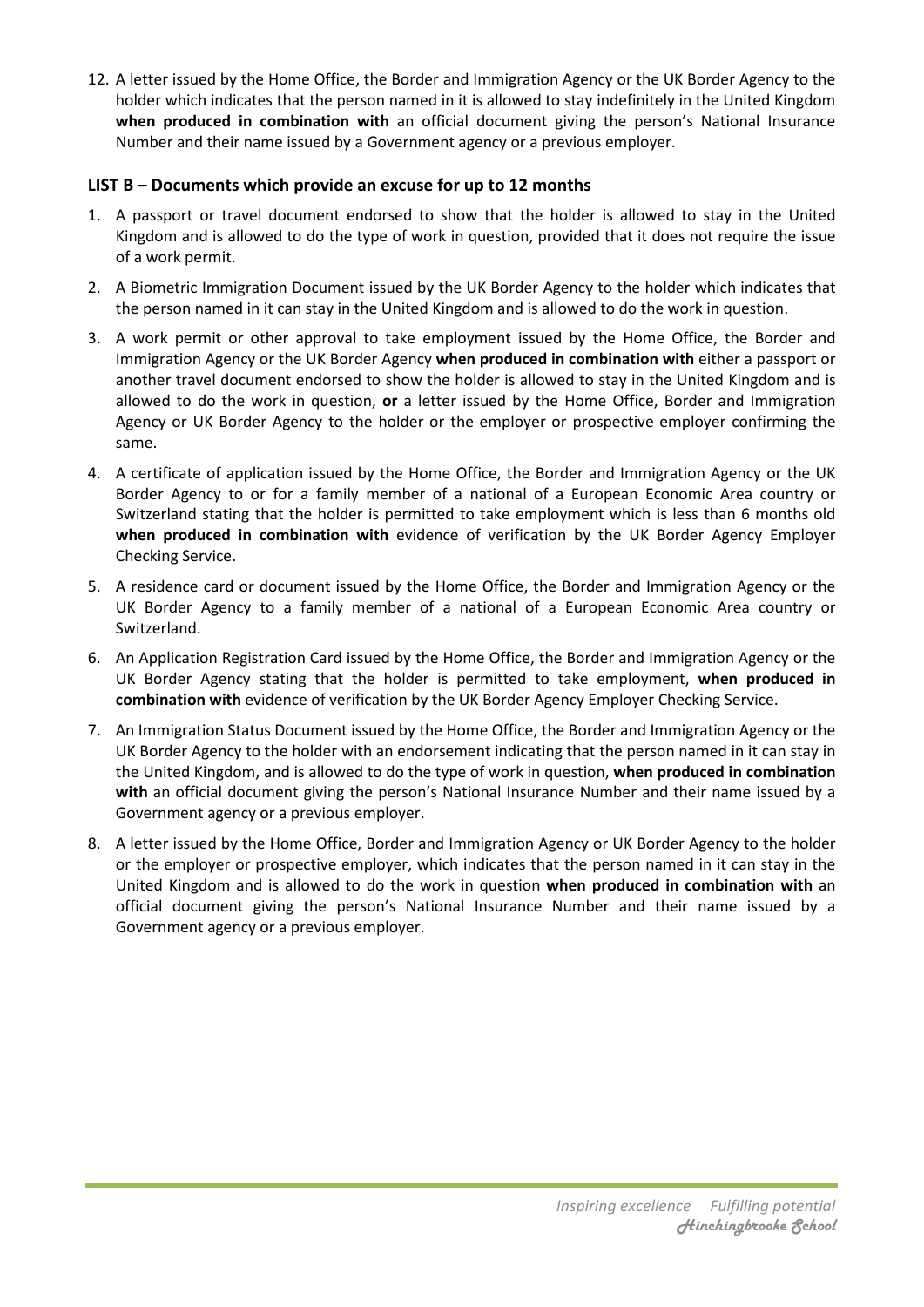12. A letter issued by the Home Office, the Border and Immigration Agency or the UK Border Agency to the holder which indicates that the person named in it is allowed to stay indefinitely in the United Kingdom **when produced in combination with** an official document giving the person's National Insurance Number and their name issued by a Government agency or a previous employer.

### LIST B – Documents which provide an excuse for up to 12 months

1. A passport or travel document endorsed to show that the holder is allowed to stay in the United Kingdom and is allowed to do the type of work in question, provided that it does not require the issue of a work permit.
2. A Biometric Immigration Document issued by the UK Border Agency to the holder which indicates that the person named in it can stay in the United Kingdom and is allowed to do the work in question.
3. A work permit or other approval to take employment issued by the Home Office, the Border and Immigration Agency or the UK Border Agency **when produced in combination with** either a passport or another travel document endorsed to show the holder is allowed to stay in the United Kingdom and is allowed to do the work in question, **or** a letter issued by the Home Office, Border and Immigration Agency or UK Border Agency to the holder or the employer or prospective employer confirming the same.
4. A certificate of application issued by the Home Office, the Border and Immigration Agency or the UK Border Agency to or for a family member of a national of a European Economic Area country or Switzerland stating that the holder is permitted to take employment which is less than 6 months old **when produced in combination with** evidence of verification by the UK Border Agency Employer Checking Service.
5. A residence card or document issued by the Home Office, the Border and Immigration Agency or the UK Border Agency to a family member of a national of a European Economic Area country or Switzerland.
6. An Application Registration Card issued by the Home Office, the Border and Immigration Agency or the UK Border Agency stating that the holder is permitted to take employment, **when produced in combination with** evidence of verification by the UK Border Agency Employer Checking Service.
7. An Immigration Status Document issued by the Home Office, the Border and Immigration Agency or the UK Border Agency to the holder with an endorsement indicating that the person named in it can stay in the United Kingdom, and is allowed to do the type of work in question, **when produced in combination with** an official document giving the person's National Insurance Number and their name issued by a Government agency or a previous employer.
8. A letter issued by the Home Office, Border and Immigration Agency or UK Border Agency to the holder or the employer or prospective employer, which indicates that the person named in it can stay in the United Kingdom and is allowed to do the work in question **when produced in combination with** an official document giving the person's National Insurance Number and their name issued by a Government agency or a previous employer.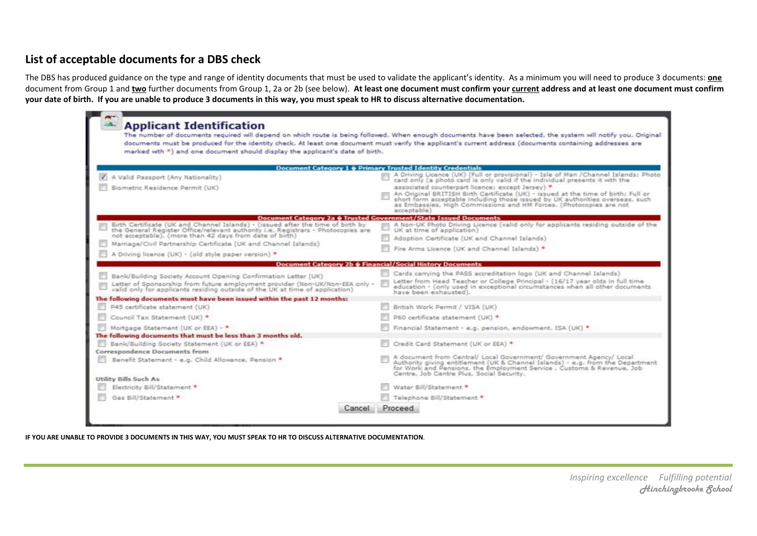## List of acceptable documents for a DBS check

The DBS has produced guidance on the type and range of identity documents that must be used to validate the applicant's identity. As a minimum you will need to produce 3 documents: **one** document from Group 1 and **two** further documents from Group 1, 2a or 2b (see below). **At least one document must confirm your current address and at least one document must confirm your date of birth. If you are unable to produce 3 documents in this way, you must speak to HR to discuss alternative documentation.**

### Applicant Identification

The number of documents required will depend on which route is being followed. When enough documents have been selected, the system will notify you. Original documents must be produced for the identity check. At least one document must verify the applicant's current address (documents containing addresses are marked with *) and one document should display the applicant's date of birth.

**Document Category 1 ♦ Primary Trusted Identity Credentials**

- [x] A Valid Passport (Any Nationality)
- [ ] Biometric Residence Permit (UK)
- [ ] A Driving Licence (UK) (Full or provisional) - Isle of Man /Channel Islands: Photo card only (a photo card is only valid if the individual presents it with the associated counterpart licence: except Jersey) *
- [ ] An Original BRITISH Birth Certificate (UK) - issued at the time of birth: Full or short form acceptable including those issued by UK authorities overseas, such as Embassies, High Commissions and HM Forces. (Photocopies are not acceptable)

**Document Category 2a ♦ Trusted Government/State Issued Documents**

- [ ] Birth Certificate (UK and Channel Islands) - (issued after the time of birth by the General Register Office/relevant authority i.e. Registrars - Photocopies are not acceptable). (more than 42 days from date of birth)
- [ ] Marriage/Civil Partnership Certificate (UK and Channel Islands)
- [ ] A Driving licence (UK) - (old style paper version) *
- [ ] A Non-UK Photo Driving Licence (valid only for applicants residing outside of the UK at time of application)
- [ ] Adoption Certificate (UK and Channel Islands)
- [ ] Fire Arms Licence (UK and Channel Islands) *

**Document Category 2b ♦ Financial/Social History Documents**

- [ ] Bank/Building Society Account Opening Confirmation Letter (UK)
- [ ] Letter of Sponsorship from future employment provider (Non-UK/Non-EEA only - valid only for applicants residing outside of the UK at time of application)
- [ ] Cards carrying the PASS accreditation logo (UK and Channel Islands)
- [ ] Letter from Head Teacher or College Principal - (16/17 year olds in full time education - (only used in exceptional circumstances when all other documents have been exhausted).

**The following documents must have been issued within the past 12 months:**

- [ ] P45 certificate statement (UK)
- [ ] Council Tax Statement (UK) *
- [ ] Mortgage Statement (UK or EEA) - *
- [ ] British Work Permit / VISA (UK)
- [ ] P60 certificate statement (UK) *
- [ ] Financial Statement - e.g. pension, endowment, ISA (UK) *

**The following documents that must be less than 3 months old.**

- [ ] Bank/Building Society Statement (UK or EEA) *
- [ ] Credit Card Statement (UK or EEA) *

**Correspondence Documents from**

- [ ] Benefit Statement - e.g. Child Allowance, Pension *
- [ ] A document from Central/ Local Government/ Government Agency/ Local Authority giving entitlement (UK & Channel Islands) - e.g. from the Department for Work and Pensions, the Employment Service , Customs & Revenue, Job Centre, Job Centre Plus, Social Security.

**Utility Bills Such As**

- [ ] Electricity Bill/Statement *
- [ ] Gas Bill/Statement *
- [ ] Water Bill/Statement *
- [ ] Telephone Bill/Statement *

Cancel | Proceed

**IF YOU ARE UNABLE TO PROVIDE 3 DOCUMENTS IN THIS WAY, YOU MUST SPEAK TO HR TO DISCUSS ALTERNATIVE DOCUMENTATION**.